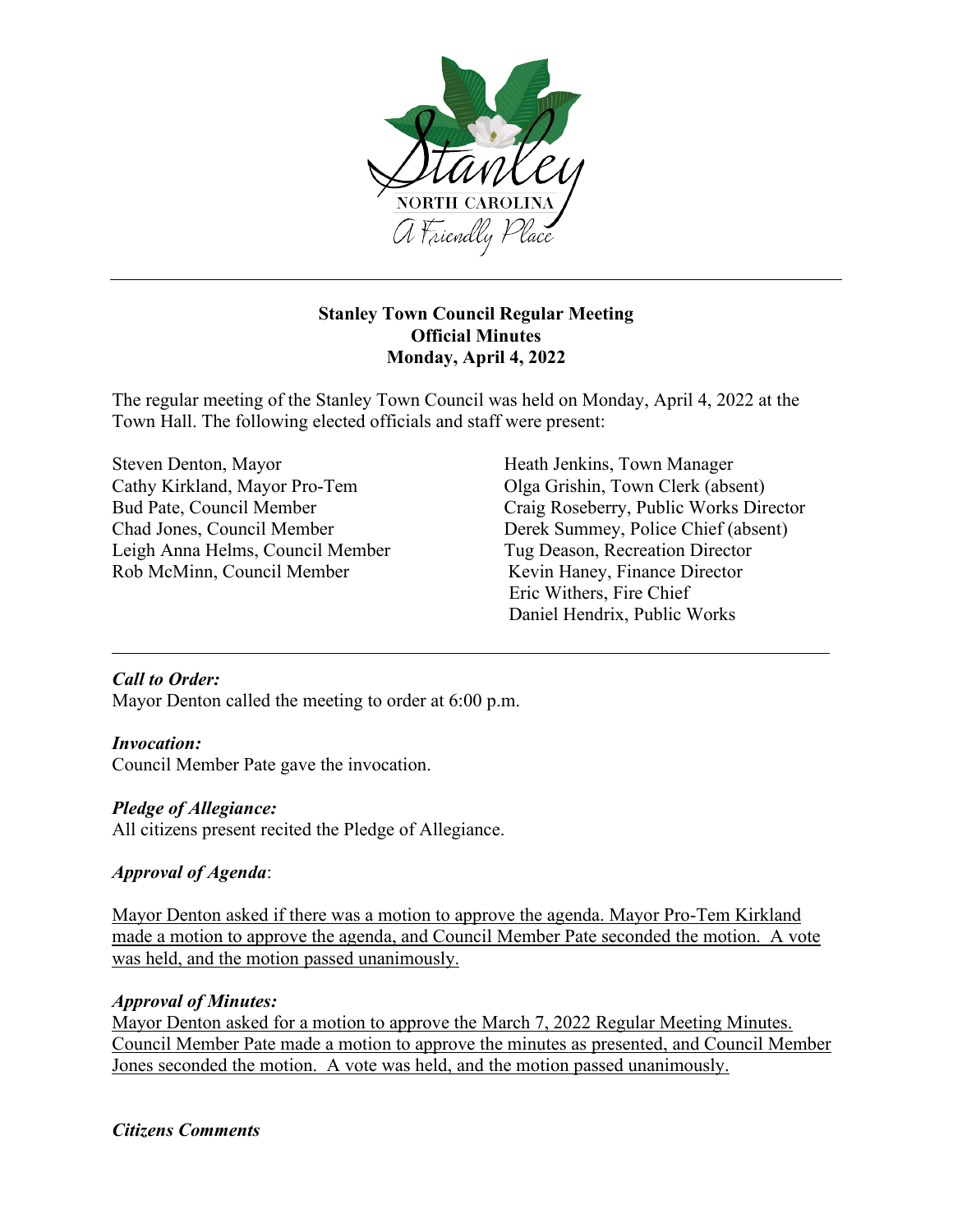Stanley

NORTH CAROLINA

A Friendly Place

---

**Stanley Town Council Regular Meeting**
**Official Minutes**
**Monday, April 4, 2022**

The regular meeting of the Stanley Town Council was held on Monday, April 4, 2022 at the Town Hall. The following elected officials and staff were present:

Steven Denton, Mayor
Cathy Kirkland, Mayor Pro-Tem
Bud Pate, Council Member
Chad Jones, Council Member
Leigh Anna Helms, Council Member
Rob McMinn, Council Member

Heath Jenkins, Town Manager
Olga Grishin, Town Clerk (absent)
Craig Roseberry, Public Works Director
Derek Summey, Police Chief (absent)
Tug Deason, Recreation Director
Kevin Haney, Finance Director
Eric Withers, Fire Chief
Daniel Hendrix, Public Works

---

***Call to Order:***
Mayor Denton called the meeting to order at 6:00 p.m.

***Invocation:***
Council Member Pate gave the invocation.

***Pledge of Allegiance:***
All citizens present recited the Pledge of Allegiance.

***Approval of Agenda*:**

Mayor Denton asked if there was a motion to approve the agenda. Mayor Pro-Tem Kirkland made a motion to approve the agenda, and Council Member Pate seconded the motion. A vote was held, and the motion passed unanimously.

***Approval of Minutes:***
Mayor Denton asked for a motion to approve the March 7, 2022 Regular Meeting Minutes. Council Member Pate made a motion to approve the minutes as presented, and Council Member Jones seconded the motion. A vote was held, and the motion passed unanimously.

***Citizens Comments***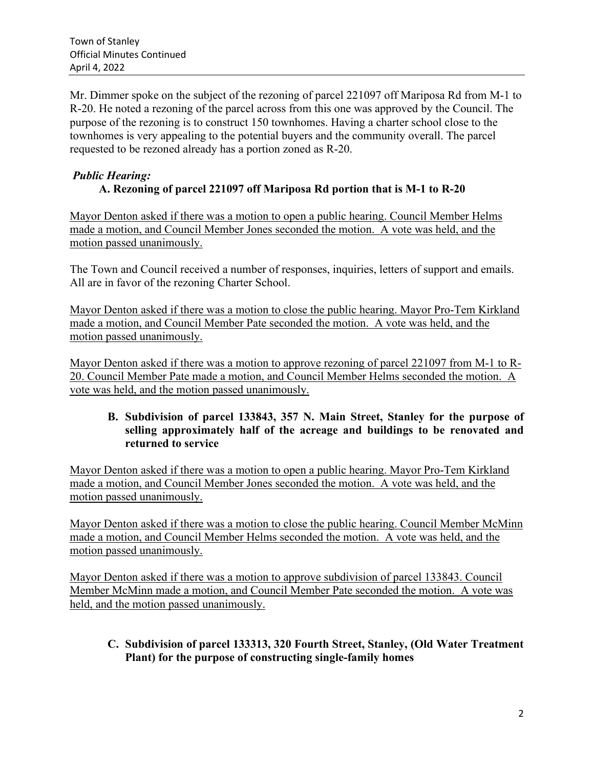Mr. Dimmer spoke on the subject of the rezoning of parcel 221097 off Mariposa Rd from M-1 to R-20. He noted a rezoning of the parcel across from this one was approved by the Council. The purpose of the rezoning is to construct 150 townhomes. Having a charter school close to the townhomes is very appealing to the potential buyers and the community overall. The parcel requested to be rezoned already has a portion zoned as R-20.

***Public Hearing:***

**A. Rezoning of parcel 221097 off Mariposa Rd portion that is M-1 to R-20**

Mayor Denton asked if there was a motion to open a public hearing. Council Member Helms made a motion, and Council Member Jones seconded the motion. A vote was held, and the motion passed unanimously.

The Town and Council received a number of responses, inquiries, letters of support and emails. All are in favor of the rezoning Charter School.

Mayor Denton asked if there was a motion to close the public hearing. Mayor Pro-Tem Kirkland made a motion, and Council Member Pate seconded the motion. A vote was held, and the motion passed unanimously.

Mayor Denton asked if there was a motion to approve rezoning of parcel 221097 from M-1 to R-20. Council Member Pate made a motion, and Council Member Helms seconded the motion. A vote was held, and the motion passed unanimously.

**B. Subdivision of parcel 133843, 357 N. Main Street, Stanley for the purpose of selling approximately half of the acreage and buildings to be renovated and returned to service**

Mayor Denton asked if there was a motion to open a public hearing. Mayor Pro-Tem Kirkland made a motion, and Council Member Jones seconded the motion. A vote was held, and the motion passed unanimously.

Mayor Denton asked if there was a motion to close the public hearing. Council Member McMinn made a motion, and Council Member Helms seconded the motion. A vote was held, and the motion passed unanimously.

Mayor Denton asked if there was a motion to approve subdivision of parcel 133843. Council Member McMinn made a motion, and Council Member Pate seconded the motion. A vote was held, and the motion passed unanimously.

**C. Subdivision of parcel 133313, 320 Fourth Street, Stanley, (Old Water Treatment Plant) for the purpose of constructing single-family homes**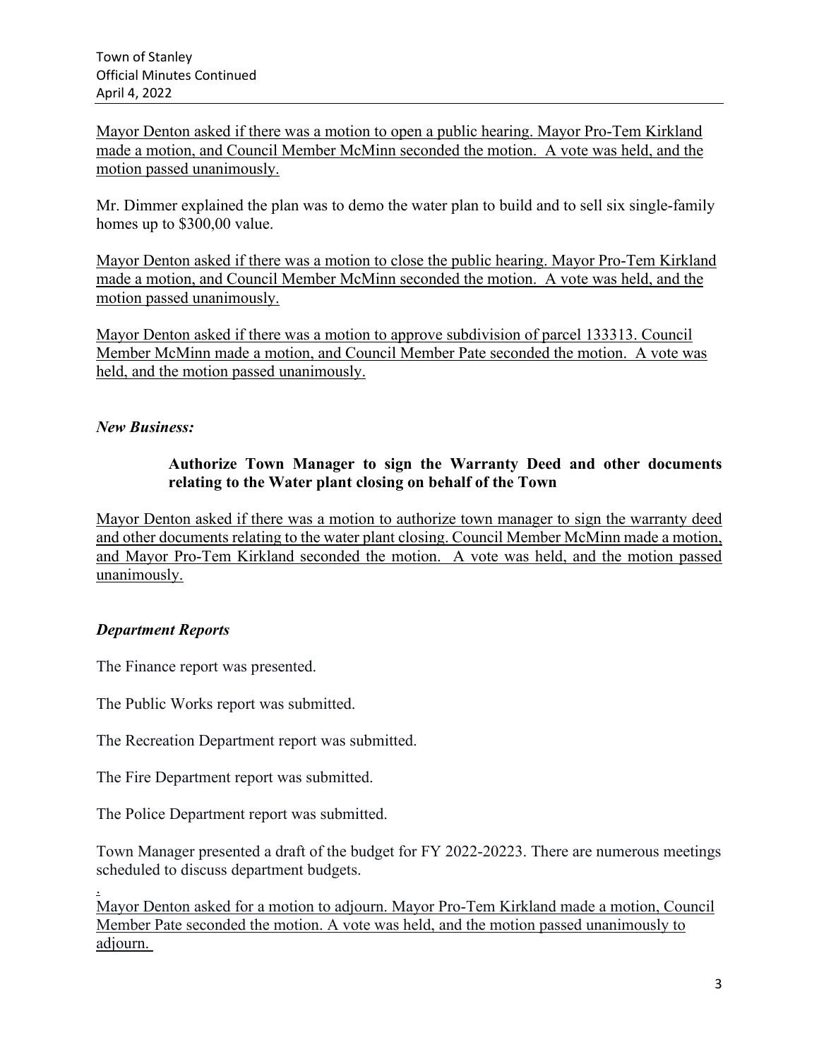Mayor Denton asked if there was a motion to open a public hearing. Mayor Pro-Tem Kirkland made a motion, and Council Member McMinn seconded the motion. A vote was held, and the motion passed unanimously.

Mr. Dimmer explained the plan was to demo the water plan to build and to sell six single-family homes up to $300,00 value.

Mayor Denton asked if there was a motion to close the public hearing. Mayor Pro-Tem Kirkland made a motion, and Council Member McMinn seconded the motion. A vote was held, and the motion passed unanimously.

Mayor Denton asked if there was a motion to approve subdivision of parcel 133313. Council Member McMinn made a motion, and Council Member Pate seconded the motion. A vote was held, and the motion passed unanimously.

***New Business:***

**Authorize Town Manager to sign the Warranty Deed and other documents relating to the Water plant closing on behalf of the Town**

Mayor Denton asked if there was a motion to authorize town manager to sign the warranty deed and other documents relating to the water plant closing. Council Member McMinn made a motion, and Mayor Pro-Tem Kirkland seconded the motion. A vote was held, and the motion passed unanimously.

***Department Reports***

The Finance report was presented.

The Public Works report was submitted.

The Recreation Department report was submitted.

The Fire Department report was submitted.

The Police Department report was submitted.

Town Manager presented a draft of the budget for FY 2022-20223. There are numerous meetings scheduled to discuss department budgets.

.

Mayor Denton asked for a motion to adjourn. Mayor Pro-Tem Kirkland made a motion, Council Member Pate seconded the motion. A vote was held, and the motion passed unanimously to adjourn.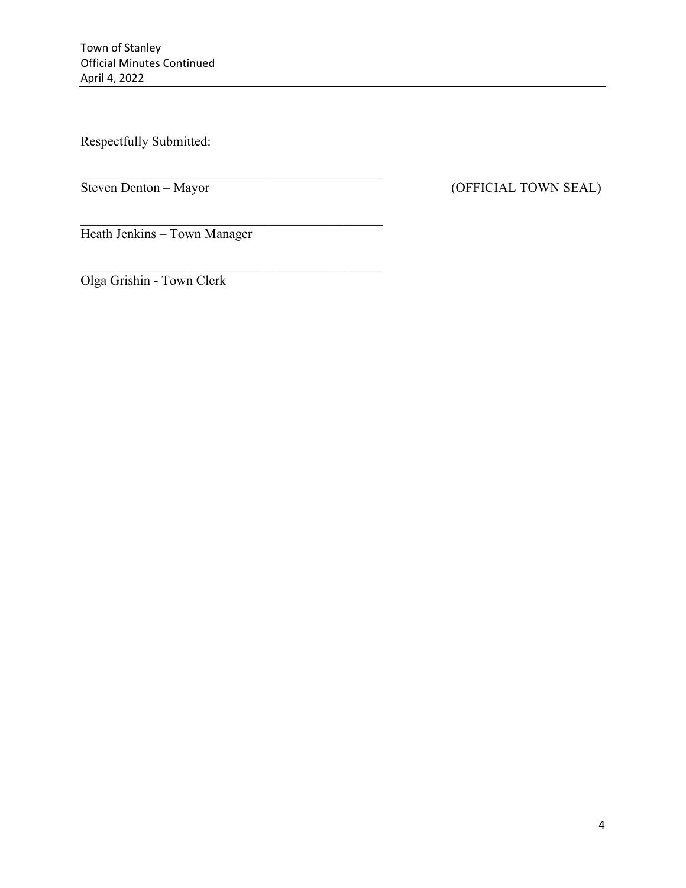Respectfully Submitted:

\_\_\_\_\_\_\_\_\_\_\_\_\_\_\_\_\_\_\_\_\_\_\_\_\_\_\_\_\_\_\_\_\_\_\_\_\_\_\_\_\_\_\_\_
Steven Denton – Mayor (OFFICIAL TOWN SEAL)

\_\_\_\_\_\_\_\_\_\_\_\_\_\_\_\_\_\_\_\_\_\_\_\_\_\_\_\_\_\_\_\_\_\_\_\_\_\_\_\_\_\_\_\_
Heath Jenkins – Town Manager

\_\_\_\_\_\_\_\_\_\_\_\_\_\_\_\_\_\_\_\_\_\_\_\_\_\_\_\_\_\_\_\_\_\_\_\_\_\_\_\_\_\_\_\_
Olga Grishin - Town Clerk